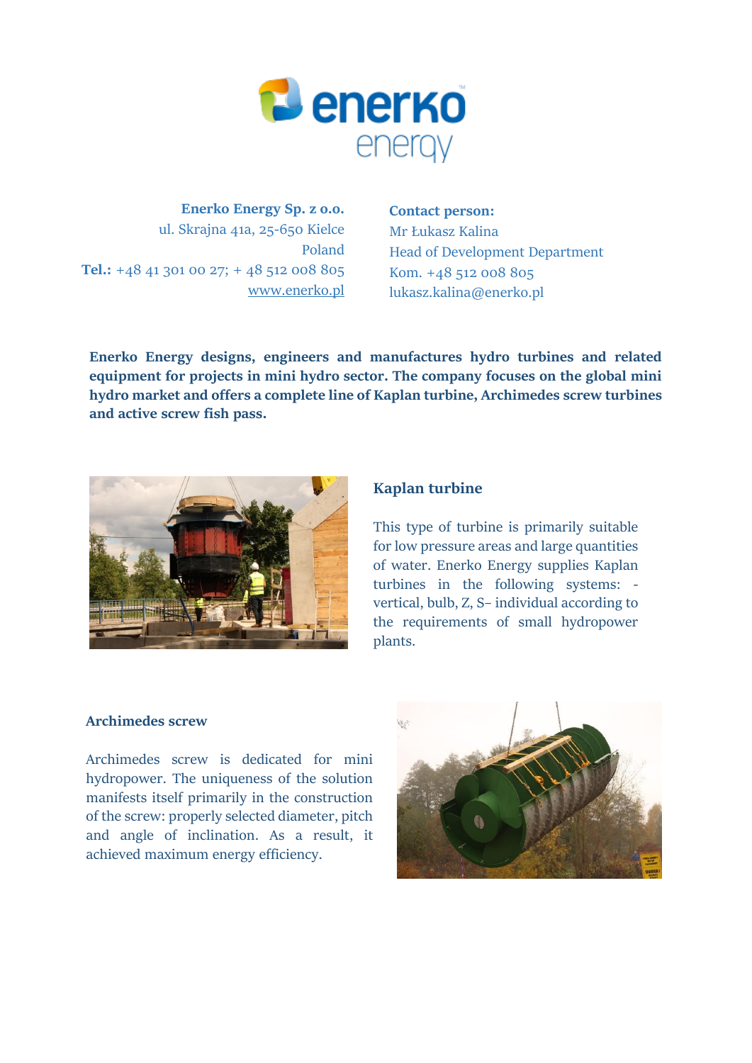**Enerko Energy Sp. z o.o.**
ul. Skrajna 41a, 25-650 Kielce
Poland
**Tel.:** +48 41 301 00 27; + 48 512 008 805
www.enerko.pl

**Contact person:**
Mr Łukasz Kalina
Head of Development Department
Kom. +48 512 008 805
lukasz.kalina@enerko.pl

**Enerko Energy designs, engineers and manufactures hydro turbines and related equipment for projects in mini hydro sector. The company focuses on the global mini hydro market and offers a complete line of Kaplan turbine, Archimedes screw turbines and active screw fish pass.**

## Kaplan turbine

This type of turbine is primarily suitable for low pressure areas and large quantities of water. Enerko Energy supplies Kaplan turbines in the following systems: - vertical, bulb, Z, S– individual according to the requirements of small hydropower plants.

## Archimedes screw

Archimedes screw is dedicated for mini hydropower. The uniqueness of the solution manifests itself primarily in the construction of the screw: properly selected diameter, pitch and angle of inclination. As a result, it achieved maximum energy efficiency.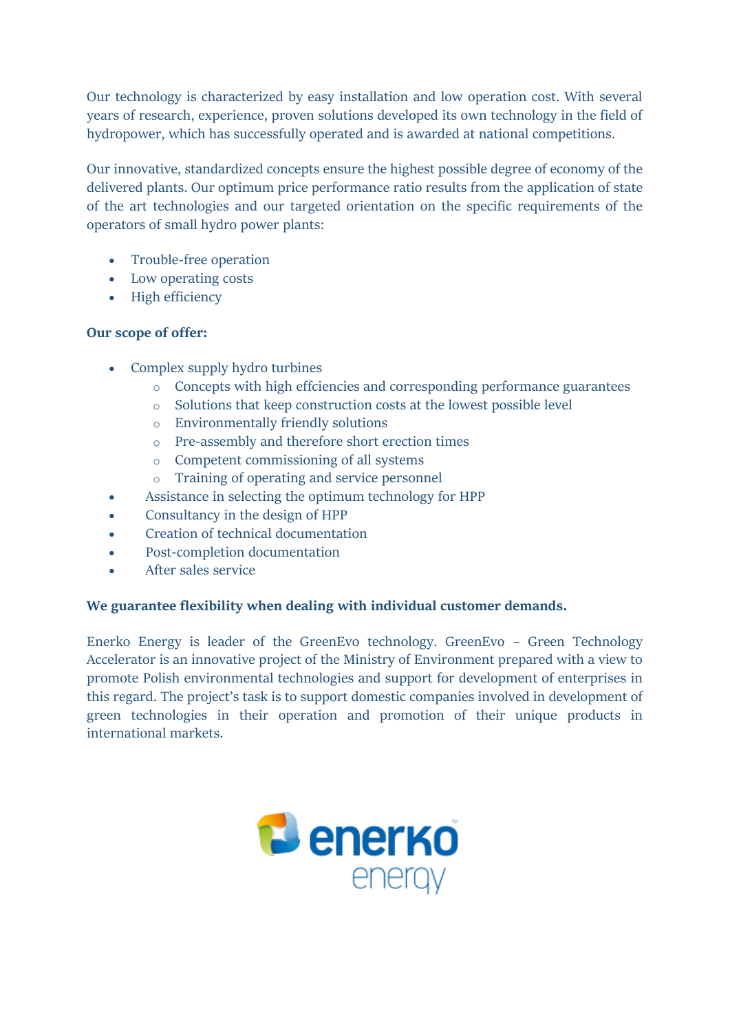Our technology is characterized by easy installation and low operation cost. With several years of research, experience, proven solutions developed its own technology in the field of hydropower, which has successfully operated and is awarded at national competitions.

Our innovative, standardized concepts ensure the highest possible degree of economy of the delivered plants. Our optimum price performance ratio results from the application of state of the art technologies and our targeted orientation on the specific requirements of the operators of small hydro power plants:

- Trouble-free operation
- Low operating costs
- High efficiency

**Our scope of offer:**

- Complex supply hydro turbines
  - Concepts with high effciencies and corresponding performance guarantees
  - Solutions that keep construction costs at the lowest possible level
  - Environmentally friendly solutions
  - Pre-assembly and therefore short erection times
  - Competent commissioning of all systems
  - Training of operating and service personnel
- Assistance in selecting the optimum technology for HPP
- Consultancy in the design of HPP
- Creation of technical documentation
- Post-completion documentation
- After sales service

**We guarantee flexibility when dealing with individual customer demands.**

Enerko Energy is leader of the GreenEvo technology. GreenEvo – Green Technology Accelerator is an innovative project of the Ministry of Environment prepared with a view to promote Polish environmental technologies and support for development of enterprises in this regard. The project's task is to support domestic companies involved in development of green technologies in their operation and promotion of their unique products in international markets.

enerko energy